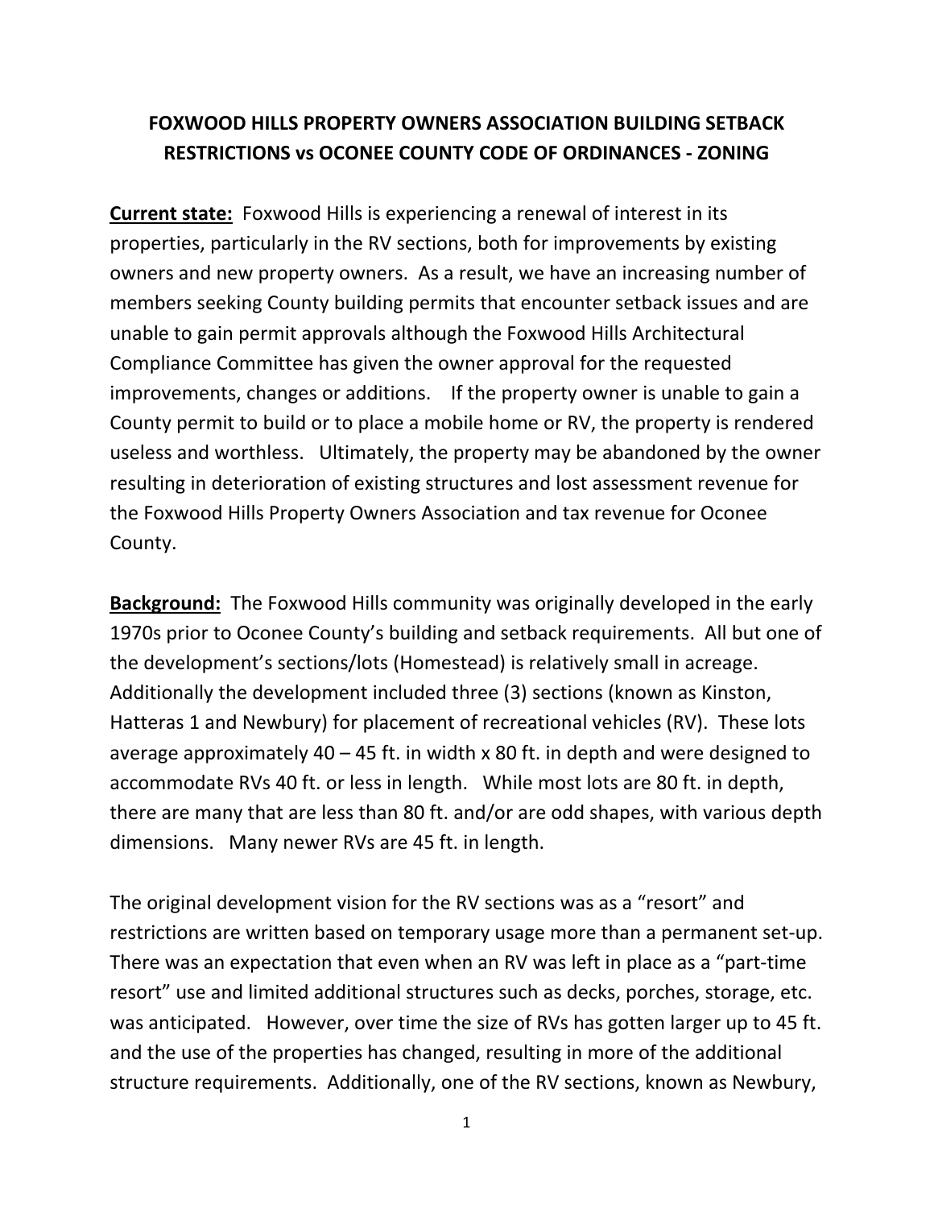# FOXWOOD HILLS PROPERTY OWNERS ASSOCIATION BUILDING SETBACK RESTRICTIONS vs OCONEE COUNTY CODE OF ORDINANCES - ZONING

**Current state:** Foxwood Hills is experiencing a renewal of interest in its properties, particularly in the RV sections, both for improvements by existing owners and new property owners. As a result, we have an increasing number of members seeking County building permits that encounter setback issues and are unable to gain permit approvals although the Foxwood Hills Architectural Compliance Committee has given the owner approval for the requested improvements, changes or additions. If the property owner is unable to gain a County permit to build or to place a mobile home or RV, the property is rendered useless and worthless. Ultimately, the property may be abandoned by the owner resulting in deterioration of existing structures and lost assessment revenue for the Foxwood Hills Property Owners Association and tax revenue for Oconee County.

**Background:** The Foxwood Hills community was originally developed in the early 1970s prior to Oconee County's building and setback requirements. All but one of the development's sections/lots (Homestead) is relatively small in acreage. Additionally the development included three (3) sections (known as Kinston, Hatteras 1 and Newbury) for placement of recreational vehicles (RV). These lots average approximately 40 – 45 ft. in width x 80 ft. in depth and were designed to accommodate RVs 40 ft. or less in length. While most lots are 80 ft. in depth, there are many that are less than 80 ft. and/or are odd shapes, with various depth dimensions. Many newer RVs are 45 ft. in length.

The original development vision for the RV sections was as a "resort" and restrictions are written based on temporary usage more than a permanent set-up. There was an expectation that even when an RV was left in place as a "part-time resort" use and limited additional structures such as decks, porches, storage, etc. was anticipated. However, over time the size of RVs has gotten larger up to 45 ft. and the use of the properties has changed, resulting in more of the additional structure requirements. Additionally, one of the RV sections, known as Newbury,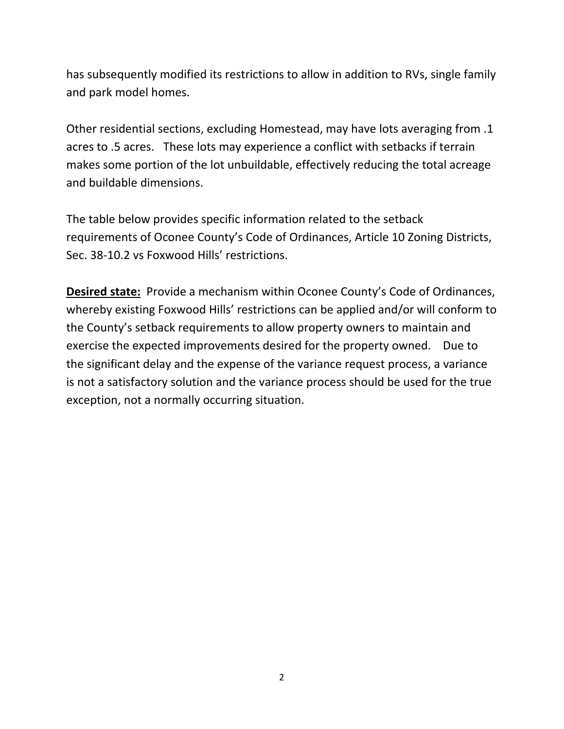has subsequently modified its restrictions to allow in addition to RVs, single family and park model homes.

Other residential sections, excluding Homestead, may have lots averaging from .1 acres to .5 acres. These lots may experience a conflict with setbacks if terrain makes some portion of the lot unbuildable, effectively reducing the total acreage and buildable dimensions.

The table below provides specific information related to the setback requirements of Oconee County's Code of Ordinances, Article 10 Zoning Districts, Sec. 38-10.2 vs Foxwood Hills' restrictions.

**<u>Desired state:</u>** Provide a mechanism within Oconee County's Code of Ordinances, whereby existing Foxwood Hills' restrictions can be applied and/or will conform to the County's setback requirements to allow property owners to maintain and exercise the expected improvements desired for the property owned. Due to the significant delay and the expense of the variance request process, a variance is not a satisfactory solution and the variance process should be used for the true exception, not a normally occurring situation.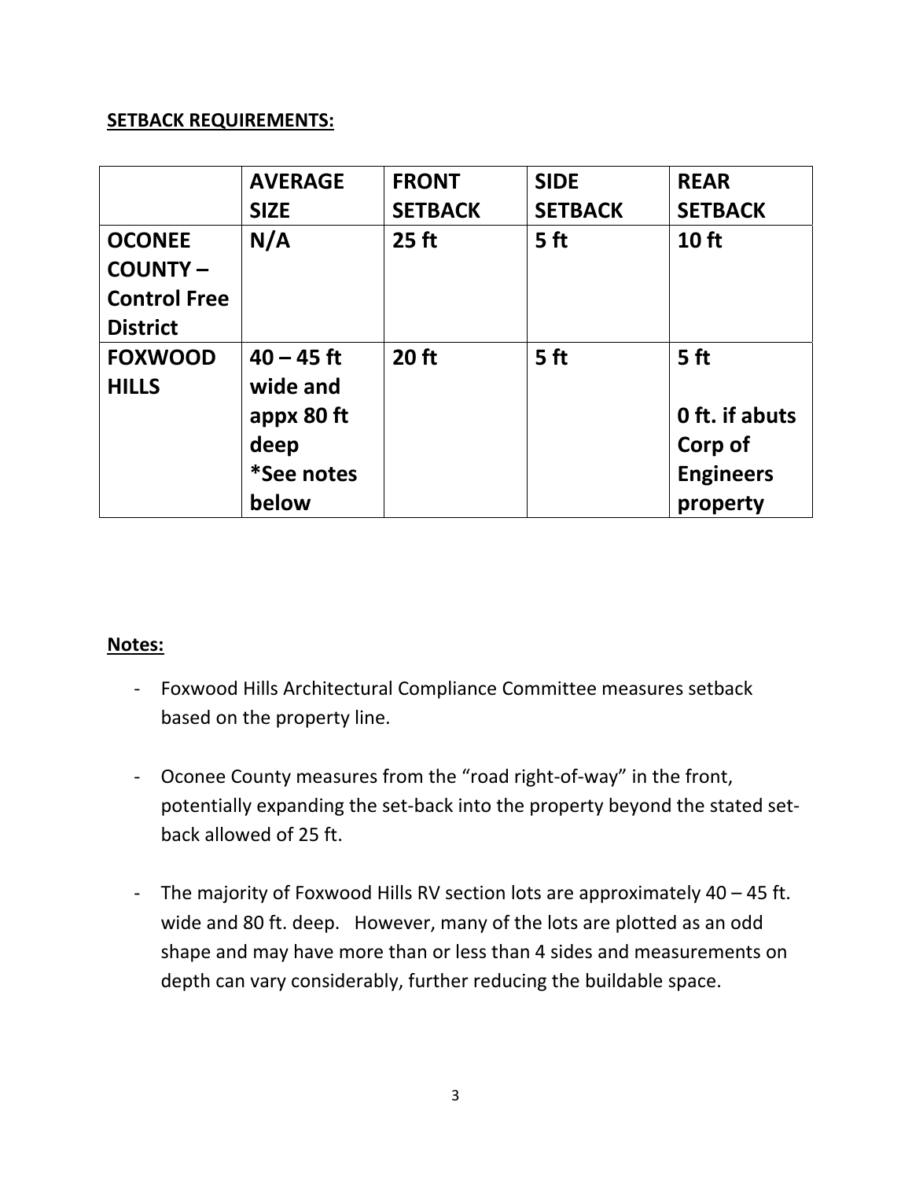**SETBACK REQUIREMENTS:**

| | **AVERAGE SIZE** | **FRONT SETBACK** | **SIDE SETBACK** | **REAR SETBACK** |
|---|---|---|---|---|
| **OCONEE COUNTY – Control Free District** | **N/A** | **25 ft** | **5 ft** | **10 ft** |
| **FOXWOOD HILLS** | **40 – 45 ft wide and appx 80 ft deep *See notes below** | **20 ft** | **5 ft** | **5 ft**<br><br>**0 ft. if abuts Corp of Engineers property** |

**Notes:**

- Foxwood Hills Architectural Compliance Committee measures setback based on the property line.

- Oconee County measures from the "road right-of-way" in the front, potentially expanding the set-back into the property beyond the stated set-back allowed of 25 ft.

- The majority of Foxwood Hills RV section lots are approximately 40 – 45 ft. wide and 80 ft. deep. However, many of the lots are plotted as an odd shape and may have more than or less than 4 sides and measurements on depth can vary considerably, further reducing the buildable space.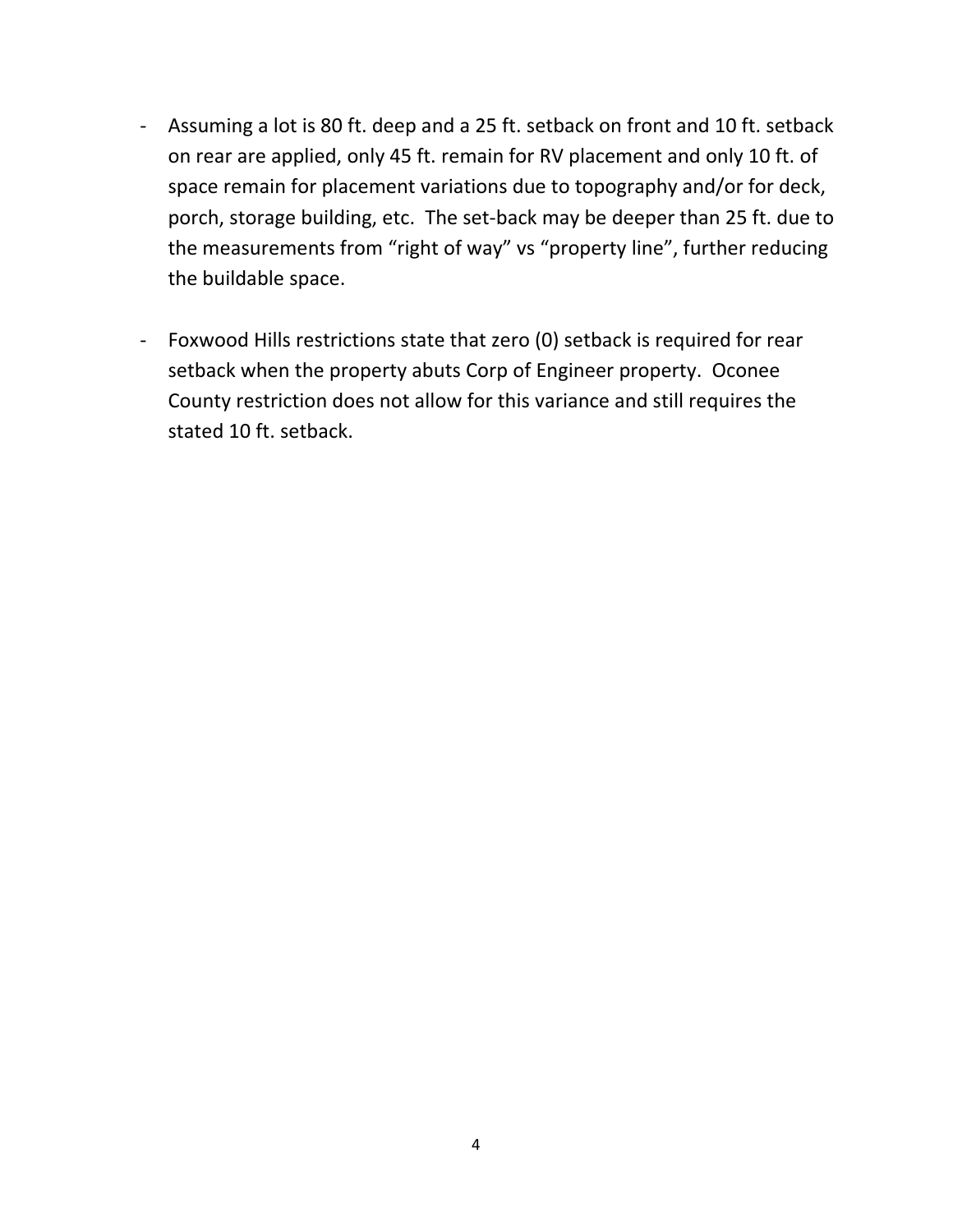- Assuming a lot is 80 ft. deep and a 25 ft. setback on front and 10 ft. setback on rear are applied, only 45 ft. remain for RV placement and only 10 ft. of space remain for placement variations due to topography and/or for deck, porch, storage building, etc. The set-back may be deeper than 25 ft. due to the measurements from "right of way" vs "property line", further reducing the buildable space.

- Foxwood Hills restrictions state that zero (0) setback is required for rear setback when the property abuts Corp of Engineer property. Oconee County restriction does not allow for this variance and still requires the stated 10 ft. setback.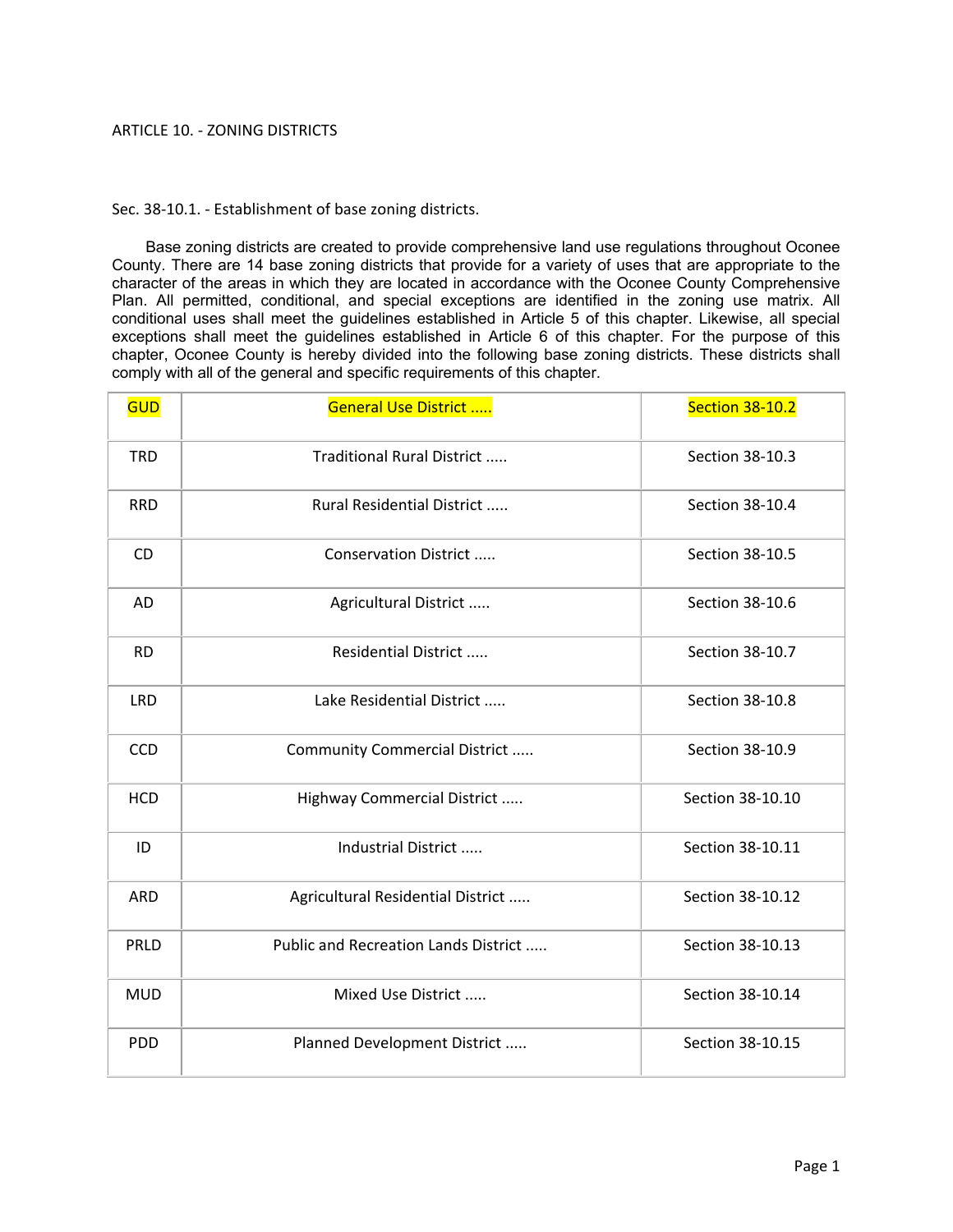# ARTICLE 10. - ZONING DISTRICTS

## Sec. 38-10.1. - Establishment of base zoning districts.

Base zoning districts are created to provide comprehensive land use regulations throughout Oconee County. There are 14 base zoning districts that provide for a variety of uses that are appropriate to the character of the areas in which they are located in accordance with the Oconee County Comprehensive Plan. All permitted, conditional, and special exceptions are identified in the zoning use matrix. All conditional uses shall meet the guidelines established in Article 5 of this chapter. Likewise, all special exceptions shall meet the guidelines established in Article 6 of this chapter. For the purpose of this chapter, Oconee County is hereby divided into the following base zoning districts. These districts shall comply with all of the general and specific requirements of this chapter.

| | | |
|---|---|---|
| GUD | General Use District ..... | Section 38-10.2 |
| TRD | Traditional Rural District ..... | Section 38-10.3 |
| RRD | Rural Residential District ..... | Section 38-10.4 |
| CD | Conservation District ..... | Section 38-10.5 |
| AD | Agricultural District ..... | Section 38-10.6 |
| RD | Residential District ..... | Section 38-10.7 |
| LRD | Lake Residential District ..... | Section 38-10.8 |
| CCD | Community Commercial District ..... | Section 38-10.9 |
| HCD | Highway Commercial District ..... | Section 38-10.10 |
| ID | Industrial District ..... | Section 38-10.11 |
| ARD | Agricultural Residential District ..... | Section 38-10.12 |
| PRLD | Public and Recreation Lands District ..... | Section 38-10.13 |
| MUD | Mixed Use District ..... | Section 38-10.14 |
| PDD | Planned Development District ..... | Section 38-10.15 |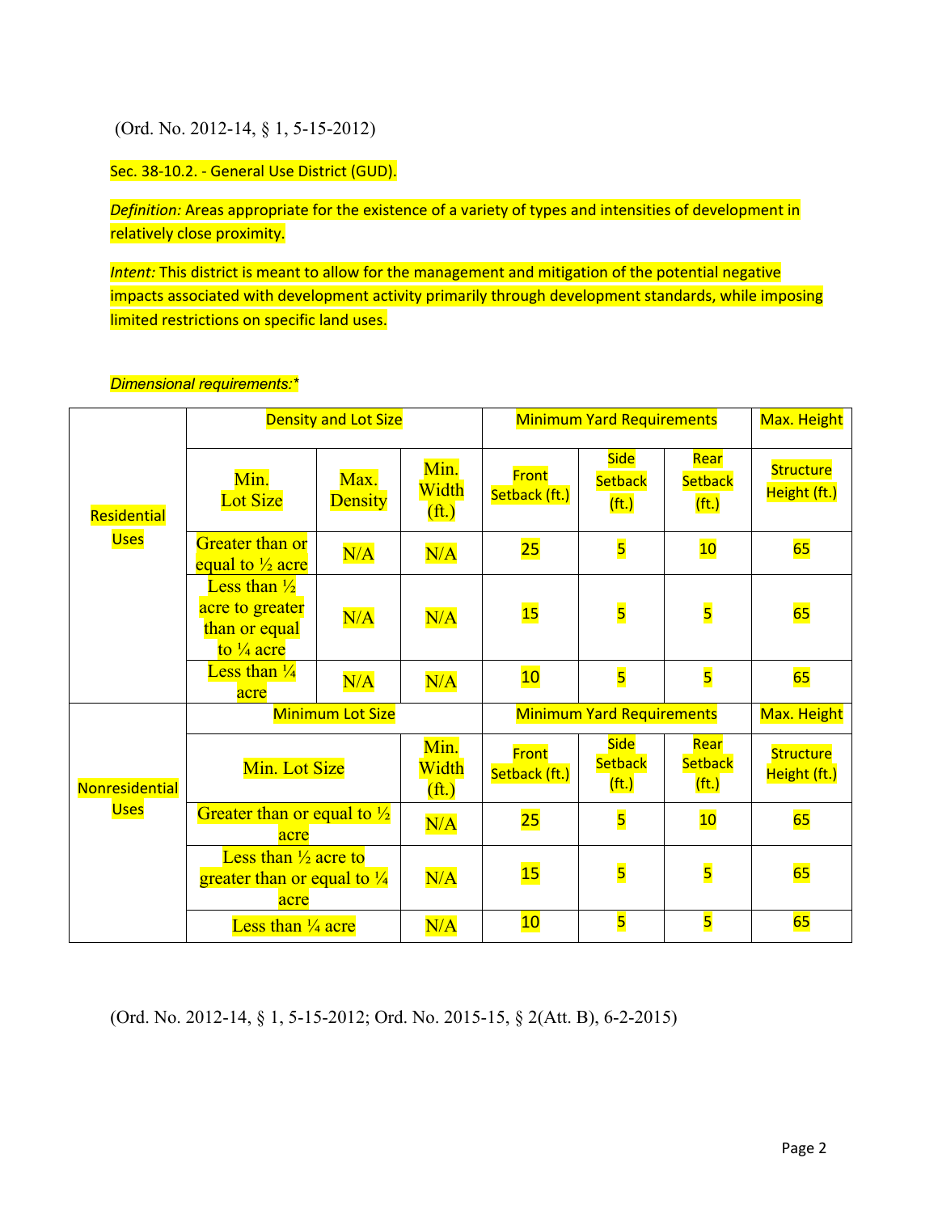(Ord. No. 2012-14, § 1, 5-15-2012)

Sec. 38-10.2. - General Use District (GUD).

*Definition:* Areas appropriate for the existence of a variety of types and intensities of development in relatively close proximity.

*Intent:* This district is meant to allow for the management and mitigation of the potential negative impacts associated with development activity primarily through development standards, while imposing limited restrictions on specific land uses.

*Dimensional requirements:**

| | Density and Lot Size | | | Minimum Yard Requirements | | | Max. Height |
|---|---|---|---|---|---|---|---|
| | Min. Lot Size | Max. Density | Min. Width (ft.) | Front Setback (ft.) | Side Setback (ft.) | Rear Setback (ft.) | Structure Height (ft.) |
| Residential Uses | Greater than or equal to ½ acre | N/A | N/A | 25 | 5 | 10 | 65 |
| | Less than ½ acre to greater than or equal to ¼ acre | N/A | N/A | 15 | 5 | 5 | 65 |
| | Less than ¼ acre | N/A | N/A | 10 | 5 | 5 | 65 |
| | Minimum Lot Size | | | Minimum Yard Requirements | | | Max. Height |
| | Min. Lot Size | | Min. Width (ft.) | Front Setback (ft.) | Side Setback (ft.) | Rear Setback (ft.) | Structure Height (ft.) |
| Nonresidential Uses | Greater than or equal to ½ acre | | N/A | 25 | 5 | 10 | 65 |
| | Less than ½ acre to greater than or equal to ¼ acre | | N/A | 15 | 5 | 5 | 65 |
| | Less than ¼ acre | | N/A | 10 | 5 | 5 | 65 |

(Ord. No. 2012-14, § 1, 5-15-2012; Ord. No. 2015-15, § 2(Att. B), 6-2-2015)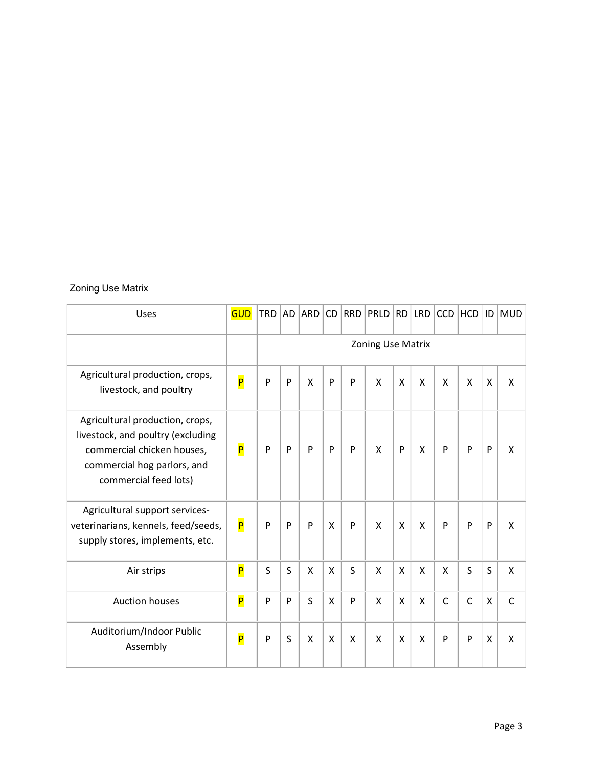Zoning Use Matrix

| Uses | GUD | TRD | AD | ARD | CD | RRD | PRLD | RD | LRD | CCD | HCD | ID | MUD |
|---|---|---|---|---|---|---|---|---|---|---|---|---|---|
| | | Zoning Use Matrix | | | | | | | | | | | |
| Agricultural production, crops, livestock, and poultry | P | P | P | X | P | P | X | X | X | X | X | X | X |
| Agricultural production, crops, livestock, and poultry (excluding commercial chicken houses, commercial hog parlors, and commercial feed lots) | P | P | P | P | P | P | X | P | X | P | P | P | X |
| Agricultural support services-veterinarians, kennels, feed/seeds, supply stores, implements, etc. | P | P | P | P | X | P | X | X | X | P | P | P | X |
| Air strips | P | S | S | X | X | S | X | X | X | X | S | S | X |
| Auction houses | P | P | P | S | X | P | X | X | X | C | C | X | C |
| Auditorium/Indoor Public Assembly | P | P | S | X | X | X | X | X | X | P | P | X | X |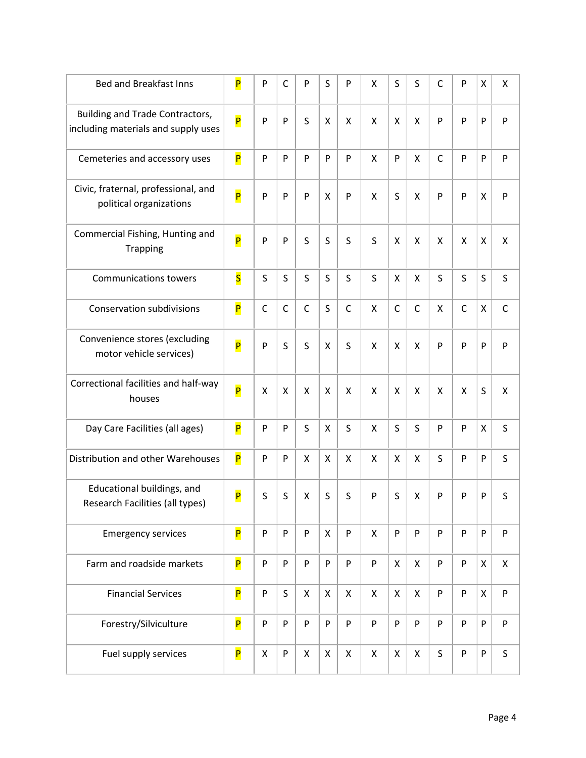| | | | | | | | | | | | | | |
|---|---|---|---|---|---|---|---|---|---|---|---|---|---|
| Bed and Breakfast Inns | P | P | C | P | S | P | X | S | S | C | P | X | X |
| Building and Trade Contractors, including materials and supply uses | P | P | P | S | X | X | X | X | X | P | P | P | P |
| Cemeteries and accessory uses | P | P | P | P | P | P | X | P | X | C | P | P | P |
| Civic, fraternal, professional, and political organizations | P | P | P | P | X | P | X | S | X | P | P | X | P |
| Commercial Fishing, Hunting and Trapping | P | P | P | S | S | S | S | X | X | X | X | X | X |
| Communications towers | S | S | S | S | S | S | S | X | X | S | S | S | S |
| Conservation subdivisions | P | C | C | C | S | C | X | C | C | X | C | X | C |
| Convenience stores (excluding motor vehicle services) | P | P | S | S | X | S | X | X | X | P | P | P | P |
| Correctional facilities and half-way houses | P | X | X | X | X | X | X | X | X | X | X | S | X |
| Day Care Facilities (all ages) | P | P | P | S | X | S | X | S | S | P | P | X | S |
| Distribution and other Warehouses | P | P | P | X | X | X | X | X | X | S | P | P | S |
| Educational buildings, and Research Facilities (all types) | P | S | S | X | S | S | P | S | X | P | P | P | S |
| Emergency services | P | P | P | P | X | P | X | P | P | P | P | P | P |
| Farm and roadside markets | P | P | P | P | P | P | P | X | X | P | P | X | X |
| Financial Services | P | P | S | X | X | X | X | X | X | P | P | X | P |
| Forestry/Silviculture | P | P | P | P | P | P | P | P | P | P | P | P | P |
| Fuel supply services | P | X | P | X | X | X | X | X | X | S | P | P | S |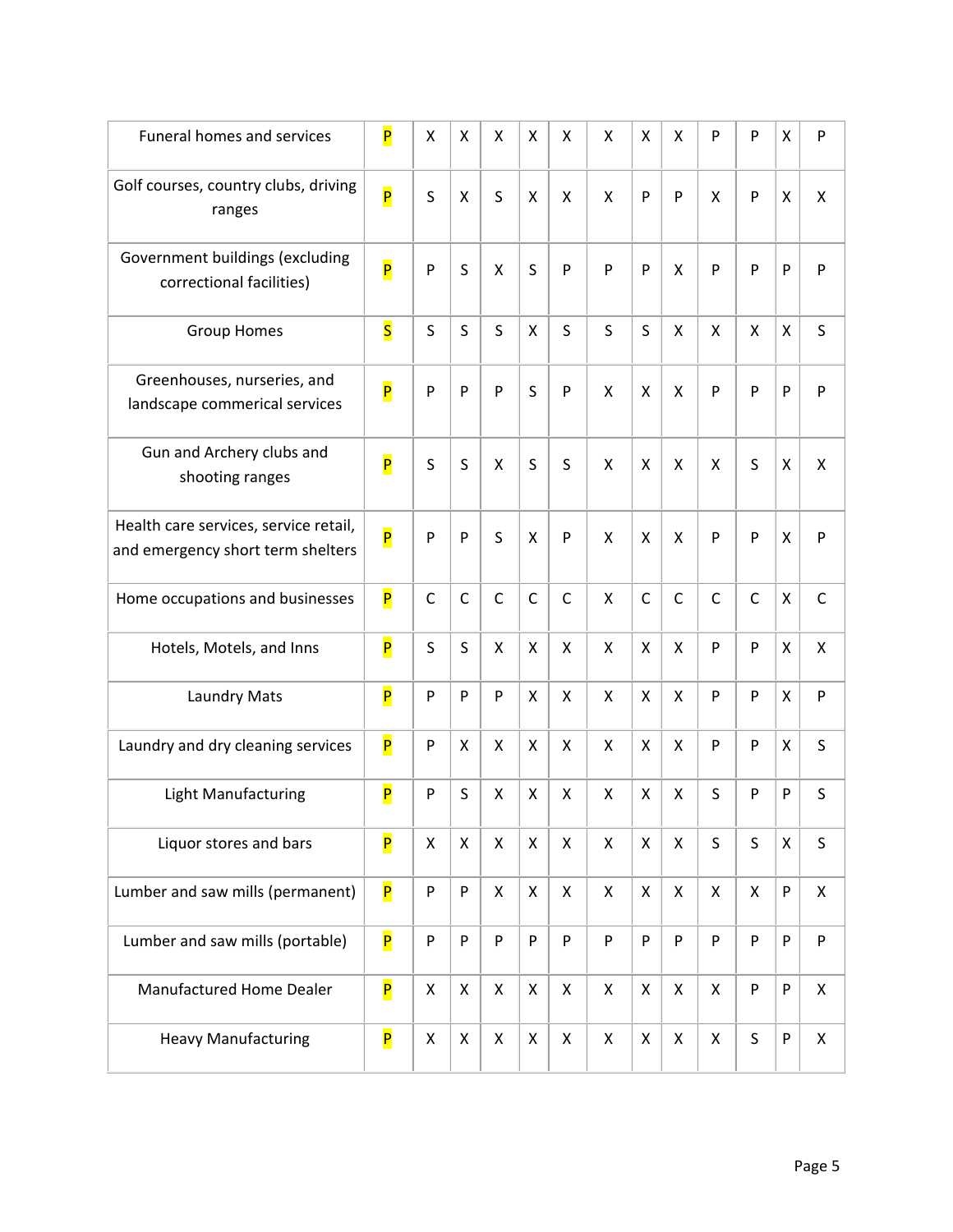| | | | | | | | | | | | | | |
|---|---|---|---|---|---|---|---|---|---|---|---|---|---|
| Funeral homes and services | P | X | X | X | X | X | X | X | X | P | P | X | P |
| Golf courses, country clubs, driving ranges | P | S | X | S | X | X | X | P | P | X | P | X | X |
| Government buildings (excluding correctional facilities) | P | P | S | X | S | P | P | P | X | P | P | P | P |
| Group Homes | S | S | S | S | X | S | S | S | X | X | X | X | S |
| Greenhouses, nurseries, and landscape commerical services | P | P | P | P | S | P | X | X | X | P | P | P | P |
| Gun and Archery clubs and shooting ranges | P | S | S | X | S | S | X | X | X | X | S | X | X |
| Health care services, service retail, and emergency short term shelters | P | P | P | S | X | P | X | X | X | P | P | X | P |
| Home occupations and businesses | P | C | C | C | C | C | X | C | C | C | C | X | C |
| Hotels, Motels, and Inns | P | S | S | X | X | X | X | X | X | P | P | X | X |
| Laundry Mats | P | P | P | P | X | X | X | X | X | P | P | X | P |
| Laundry and dry cleaning services | P | P | X | X | X | X | X | X | X | P | P | X | S |
| Light Manufacturing | P | P | S | X | X | X | X | X | X | S | P | P | S |
| Liquor stores and bars | P | X | X | X | X | X | X | X | X | S | S | X | S |
| Lumber and saw mills (permanent) | P | P | P | X | X | X | X | X | X | X | X | P | X |
| Lumber and saw mills (portable) | P | P | P | P | P | P | P | P | P | P | P | P | P |
| Manufactured Home Dealer | P | X | X | X | X | X | X | X | X | X | P | P | X |
| Heavy Manufacturing | P | X | X | X | X | X | X | X | X | X | S | P | X |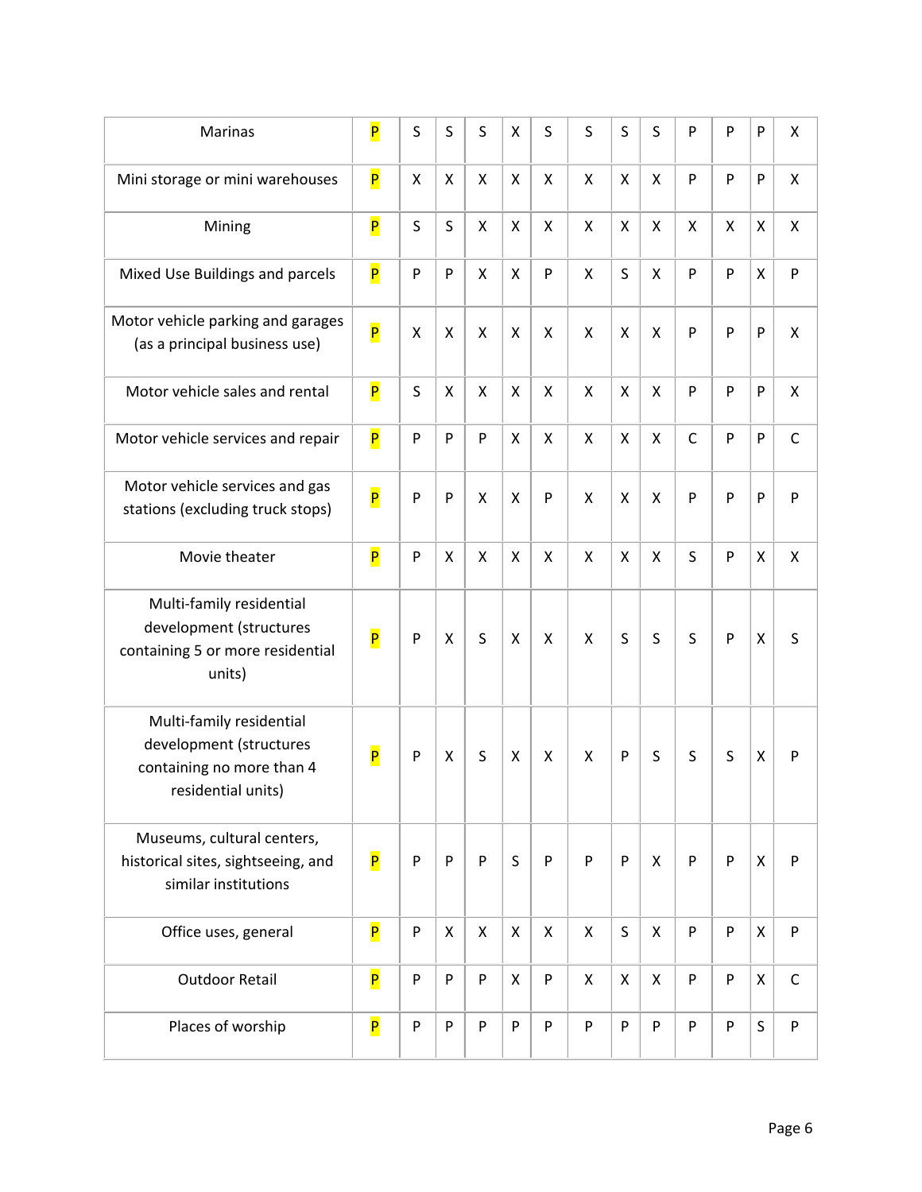| | | | | | | | | | | | | | |
|---|---|---|---|---|---|---|---|---|---|---|---|---|---|
| Marinas | P | S | S | S | X | S | S | S | S | P | P | P | X |
| Mini storage or mini warehouses | P | X | X | X | X | X | X | X | X | P | P | P | X |
| Mining | P | S | S | X | X | X | X | X | X | X | X | X | X |
| Mixed Use Buildings and parcels | P | P | P | X | X | P | X | S | X | P | P | X | P |
| Motor vehicle parking and garages (as a principal business use) | P | X | X | X | X | X | X | X | X | P | P | P | X |
| Motor vehicle sales and rental | P | S | X | X | X | X | X | X | X | P | P | P | X |
| Motor vehicle services and repair | P | P | P | P | X | X | X | X | X | C | P | P | C |
| Motor vehicle services and gas stations (excluding truck stops) | P | P | P | X | X | P | X | X | X | P | P | P | P |
| Movie theater | P | P | X | X | X | X | X | X | X | S | P | X | X |
| Multi-family residential development (structures containing 5 or more residential units) | P | P | X | S | X | X | X | S | S | S | P | X | S |
| Multi-family residential development (structures containing no more than 4 residential units) | P | P | X | S | X | X | X | P | S | S | S | X | P |
| Museums, cultural centers, historical sites, sightseeing, and similar institutions | P | P | P | P | S | P | P | P | X | P | P | X | P |
| Office uses, general | P | P | X | X | X | X | X | S | X | P | P | X | P |
| Outdoor Retail | P | P | P | P | X | P | X | X | X | P | P | X | C |
| Places of worship | P | P | P | P | P | P | P | P | P | P | P | S | P |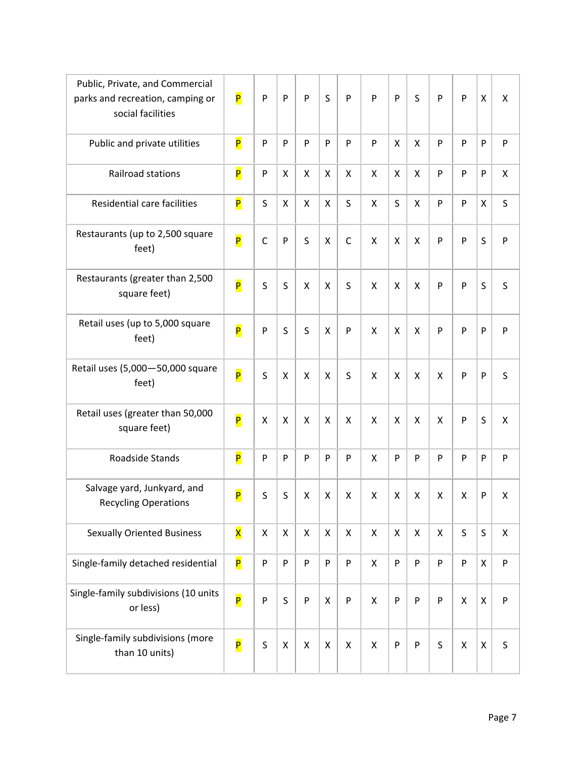| | | | | | | | | | | | | | |
|---|---|---|---|---|---|---|---|---|---|---|---|---|---|
| Public, Private, and Commercial parks and recreation, camping or social facilities | P | P | P | P | S | P | P | P | S | P | P | X | X |
| Public and private utilities | P | P | P | P | P | P | P | X | X | P | P | P | P |
| Railroad stations | P | P | X | X | X | X | X | X | X | P | P | P | X |
| Residential care facilities | P | S | X | X | X | S | X | S | X | P | P | X | S |
| Restaurants (up to 2,500 square feet) | P | C | P | S | X | C | X | X | X | P | P | S | P |
| Restaurants (greater than 2,500 square feet) | P | S | S | X | X | S | X | X | X | P | P | S | S |
| Retail uses (up to 5,000 square feet) | P | P | S | S | X | P | X | X | X | P | P | P | P |
| Retail uses (5,000—50,000 square feet) | P | S | X | X | X | S | X | X | X | X | P | P | S |
| Retail uses (greater than 50,000 square feet) | P | X | X | X | X | X | X | X | X | X | P | S | X |
| Roadside Stands | P | P | P | P | P | P | X | P | P | P | P | P | P |
| Salvage yard, Junkyard, and Recycling Operations | P | S | S | X | X | X | X | X | X | X | X | P | X |
| Sexually Oriented Business | X | X | X | X | X | X | X | X | X | X | S | S | X |
| Single-family detached residential | P | P | P | P | P | P | X | P | P | P | P | X | P |
| Single-family subdivisions (10 units or less) | P | P | S | P | X | P | X | P | P | P | X | X | P |
| Single-family subdivisions (more than 10 units) | P | S | X | X | X | X | X | P | P | S | X | X | S |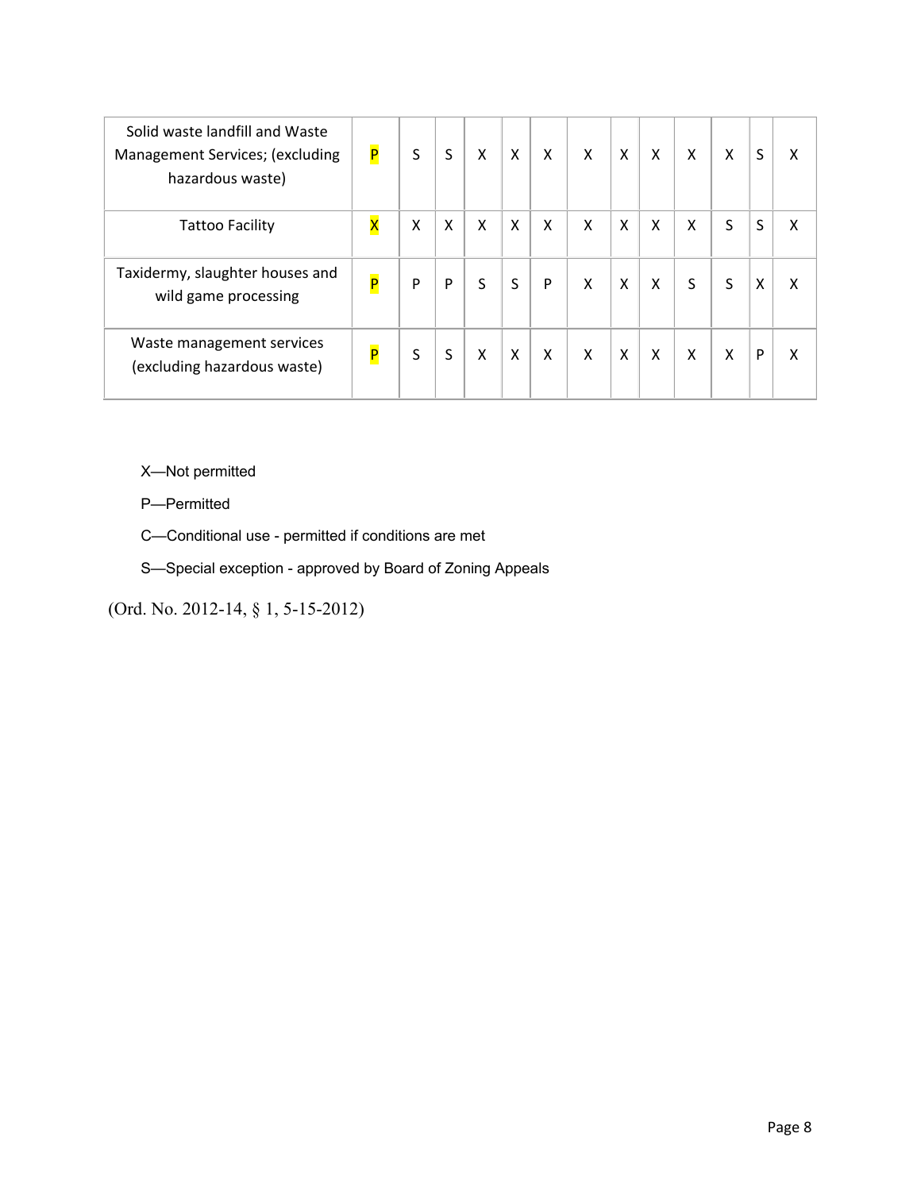| | | | | | | | | | | | | | |
|---|---|---|---|---|---|---|---|---|---|---|---|---|---|
| Solid waste landfill and Waste Management Services; (excluding hazardous waste) | P | S | S | X | X | X | X | X | X | X | X | S | X |
| Tattoo Facility | X | X | X | X | X | X | X | X | X | X | S | S | X |
| Taxidermy, slaughter houses and wild game processing | P | P | P | S | S | P | X | X | X | S | S | X | X |
| Waste management services (excluding hazardous waste) | P | S | S | X | X | X | X | X | X | X | X | P | X |

X—Not permitted

P—Permitted

C—Conditional use - permitted if conditions are met

S—Special exception - approved by Board of Zoning Appeals

(Ord. No. 2012-14, § 1, 5-15-2012)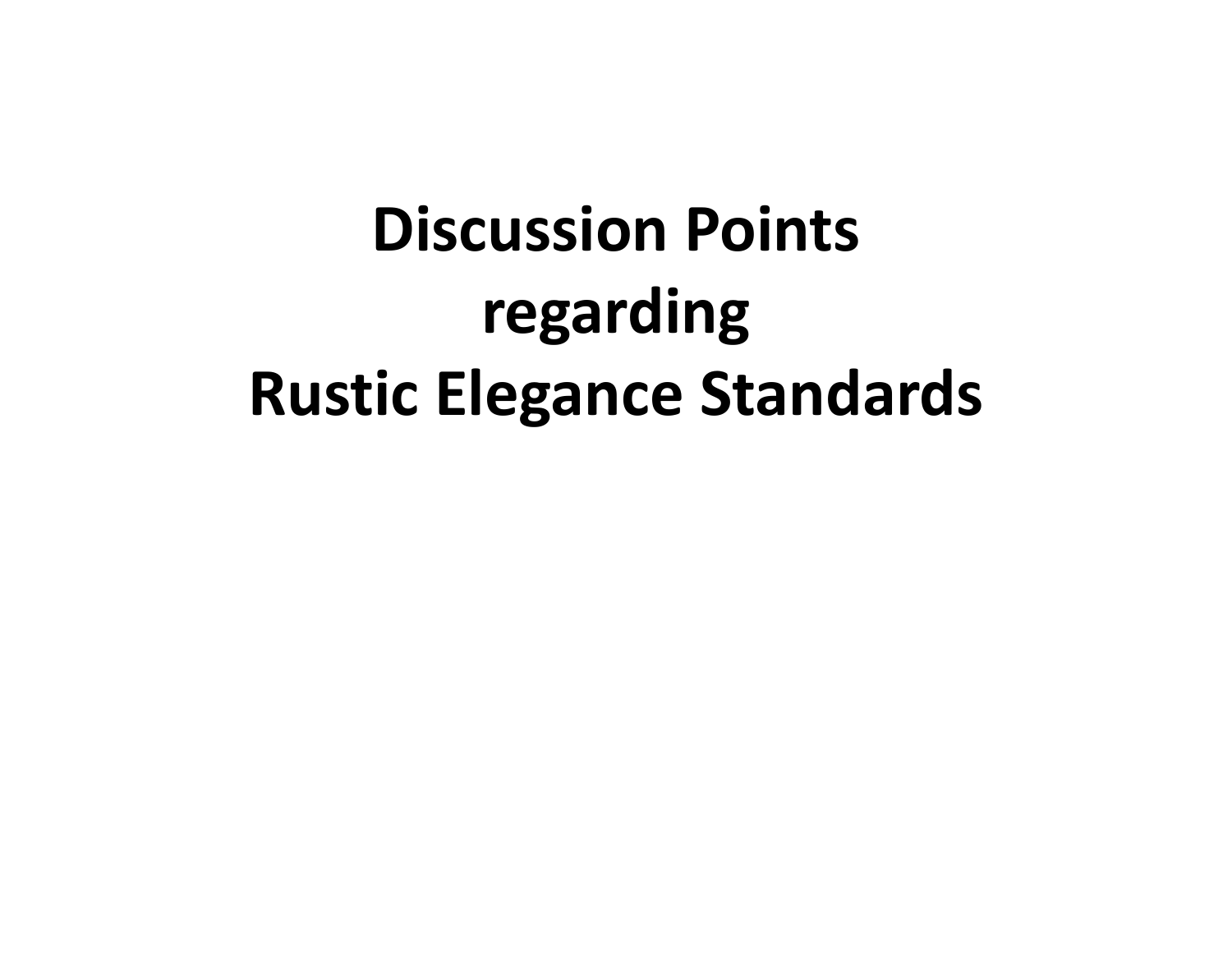# Discussion Points regarding Rustic Elegance Standards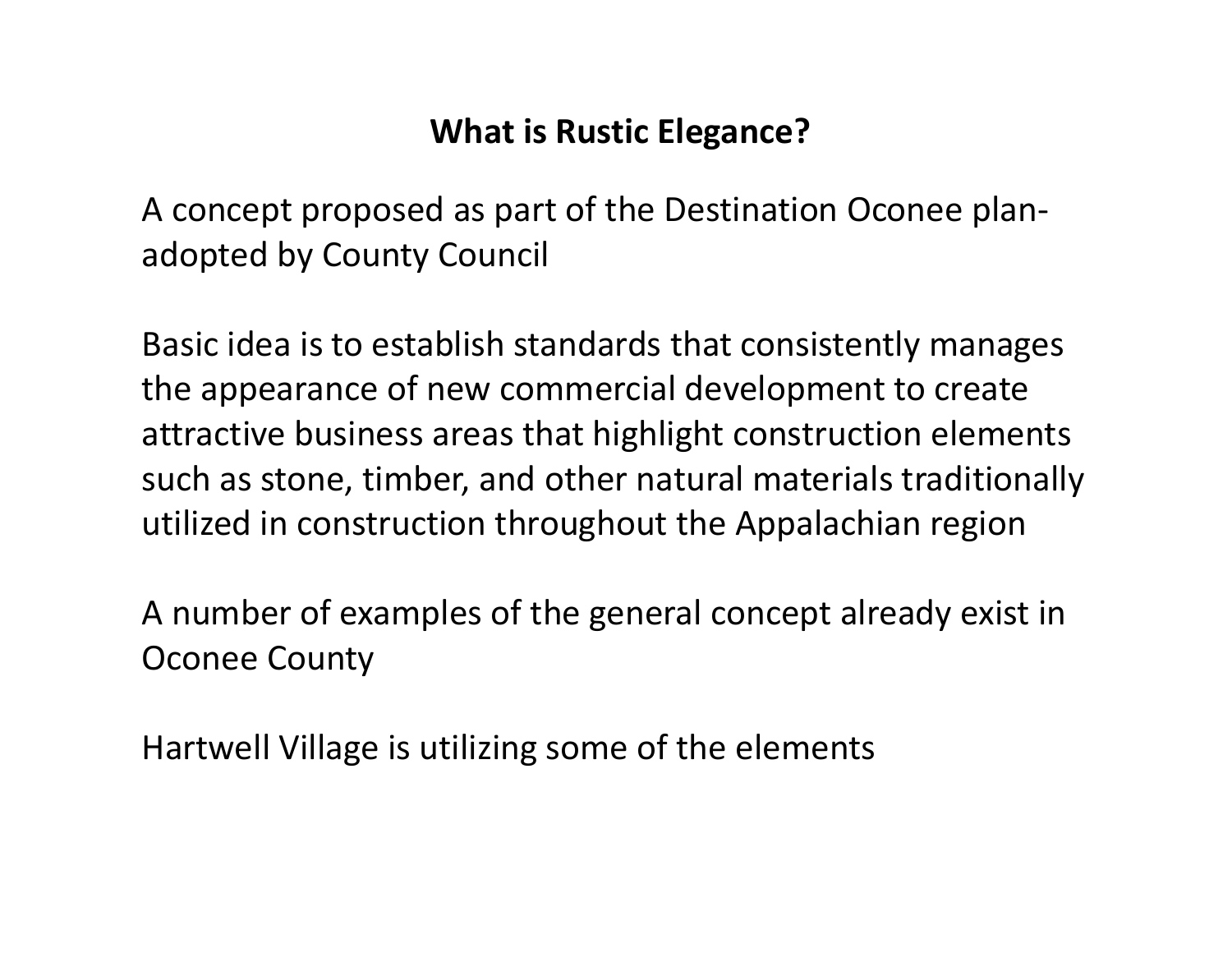# What is Rustic Elegance?

A concept proposed as part of the Destination Oconee plan- adopted by County Council

Basic idea is to establish standards that consistently manages the appearance of new commercial development to create attractive business areas that highlight construction elements such as stone, timber, and other natural materials traditionally utilized in construction throughout the Appalachian region

A number of examples of the general concept already exist in Oconee County

Hartwell Village is utilizing some of the elements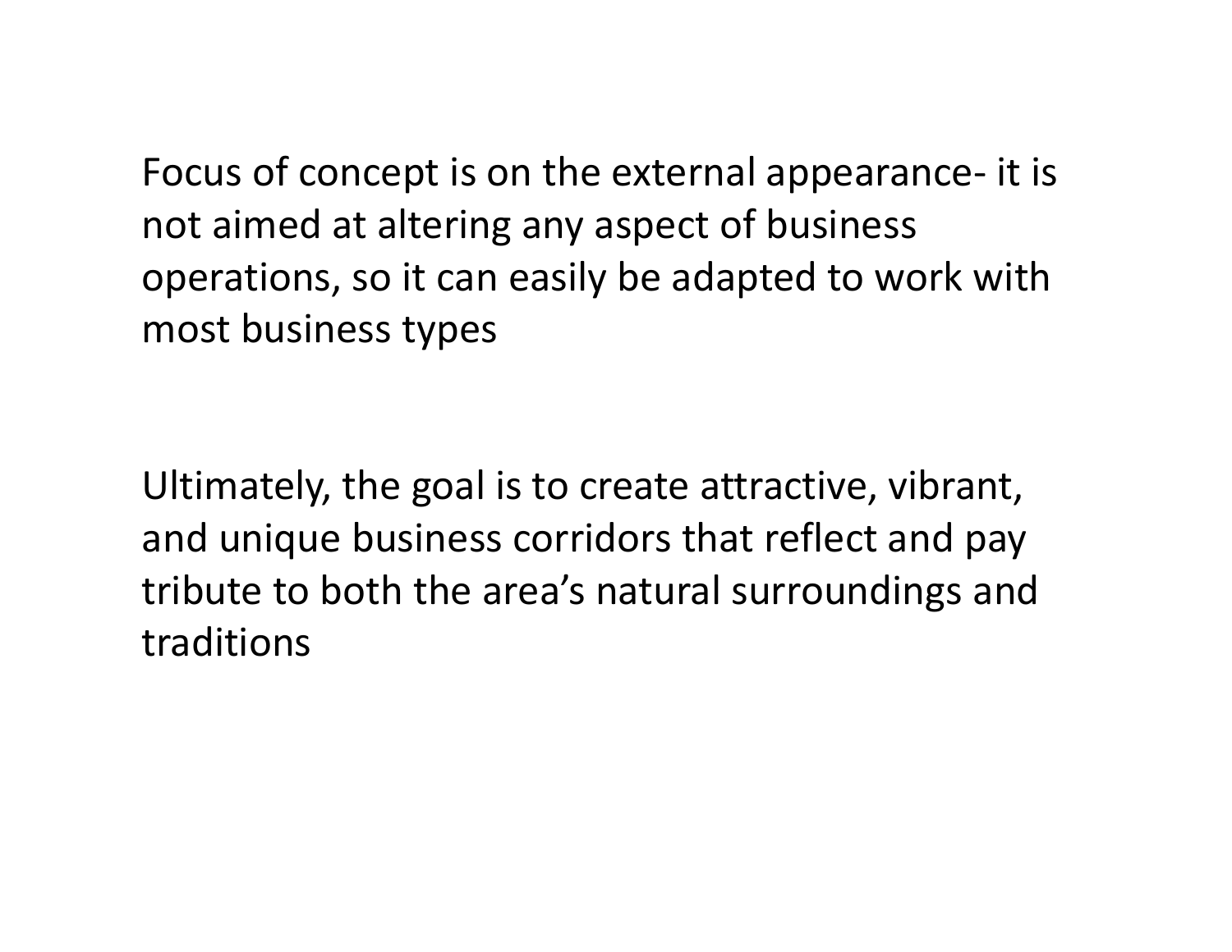Focus of concept is on the external appearance- it is not aimed at altering any aspect of business operations, so it can easily be adapted to work with most business types

Ultimately, the goal is to create attractive, vibrant, and unique business corridors that reflect and pay tribute to both the area's natural surroundings and traditions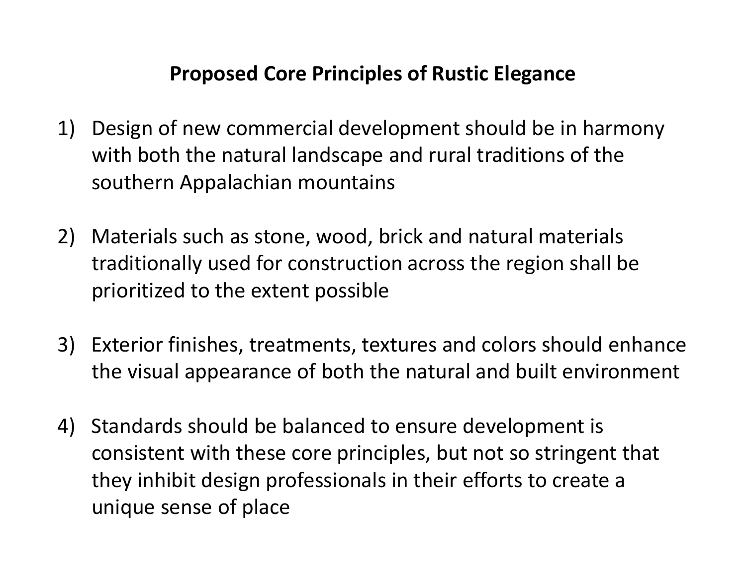# Proposed Core Principles of Rustic Elegance

1) Design of new commercial development should be in harmony with both the natural landscape and rural traditions of the southern Appalachian mountains

2) Materials such as stone, wood, brick and natural materials traditionally used for construction across the region shall be prioritized to the extent possible

3) Exterior finishes, treatments, textures and colors should enhance the visual appearance of both the natural and built environment

4) Standards should be balanced to ensure development is consistent with these core principles, but not so stringent that they inhibit design professionals in their efforts to create a unique sense of place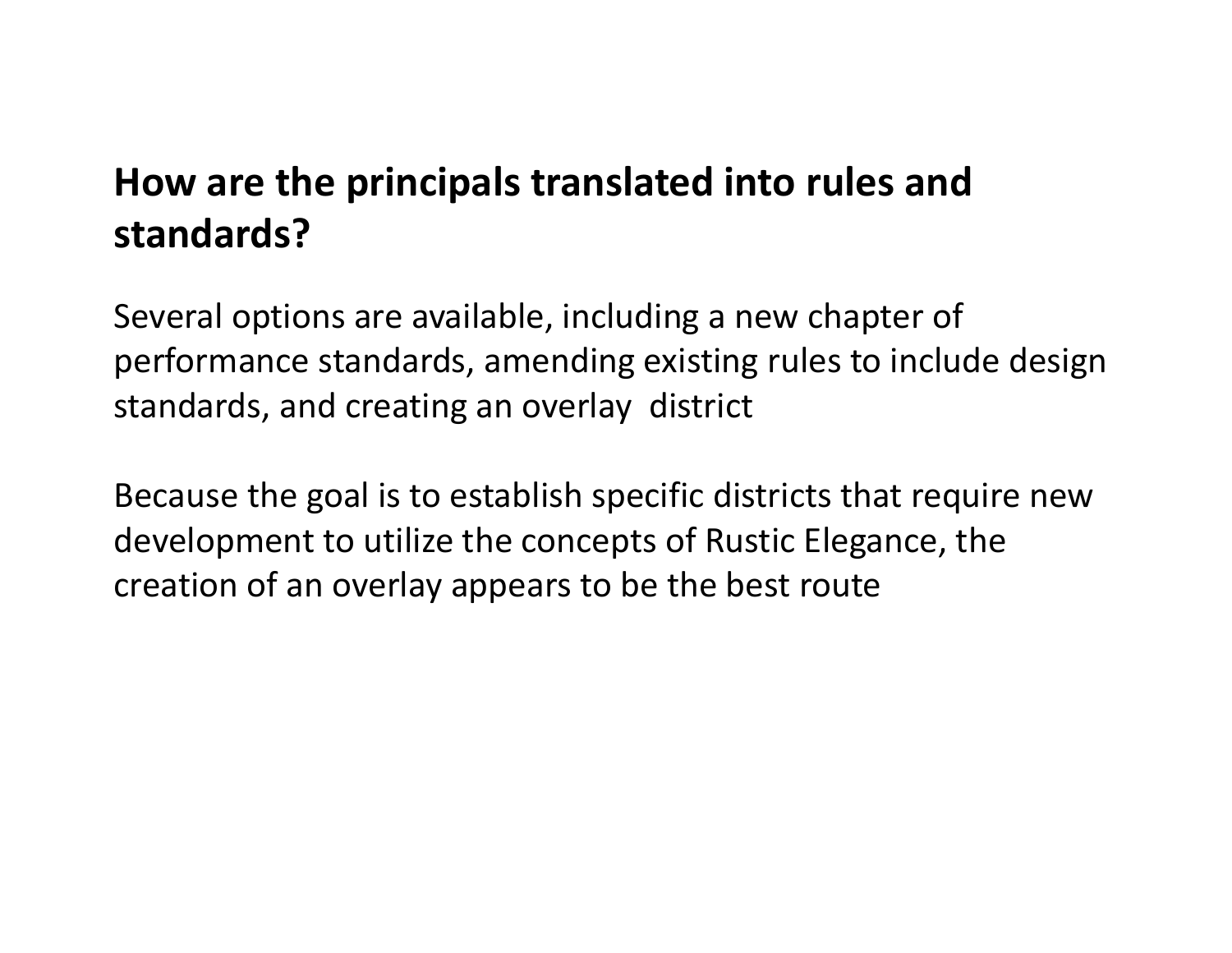## How are the principals translated into rules and standards?

Several options are available, including a new chapter of performance standards, amending existing rules to include design standards, and creating an overlay district

Because the goal is to establish specific districts that require new development to utilize the concepts of Rustic Elegance, the creation of an overlay appears to be the best route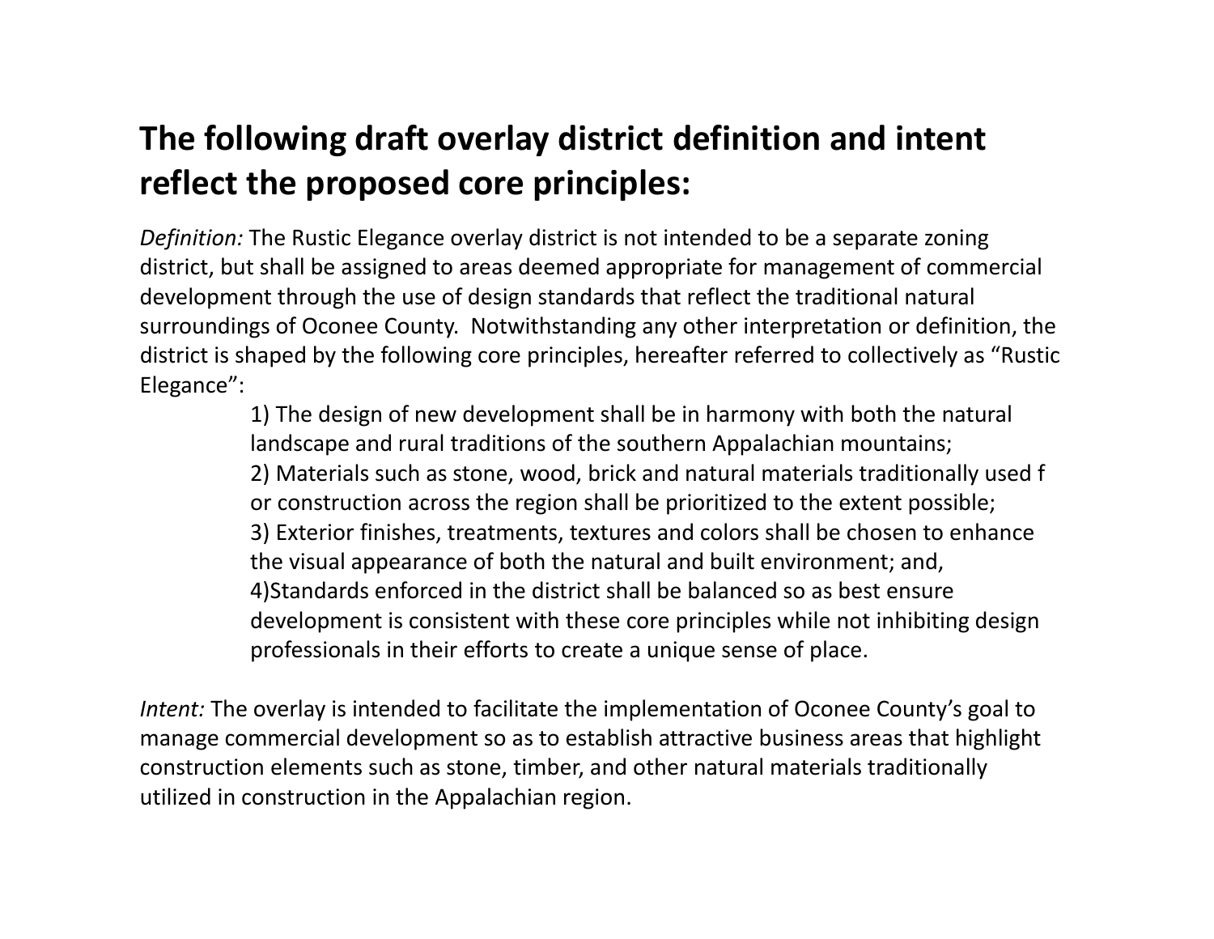## The following draft overlay district definition and intent reflect the proposed core principles:

*Definition:* The Rustic Elegance overlay district is not intended to be a separate zoning district, but shall be assigned to areas deemed appropriate for management of commercial development through the use of design standards that reflect the traditional natural surroundings of Oconee County. Notwithstanding any other interpretation or definition, the district is shaped by the following core principles, hereafter referred to collectively as "Rustic Elegance":

> 1) The design of new development shall be in harmony with both the natural landscape and rural traditions of the southern Appalachian mountains;
> 2) Materials such as stone, wood, brick and natural materials traditionally used f or construction across the region shall be prioritized to the extent possible;
> 3) Exterior finishes, treatments, textures and colors shall be chosen to enhance the visual appearance of both the natural and built environment; and,
> 4)Standards enforced in the district shall be balanced so as best ensure development is consistent with these core principles while not inhibiting design professionals in their efforts to create a unique sense of place.

*Intent:* The overlay is intended to facilitate the implementation of Oconee County's goal to manage commercial development so as to establish attractive business areas that highlight construction elements such as stone, timber, and other natural materials traditionally utilized in construction in the Appalachian region.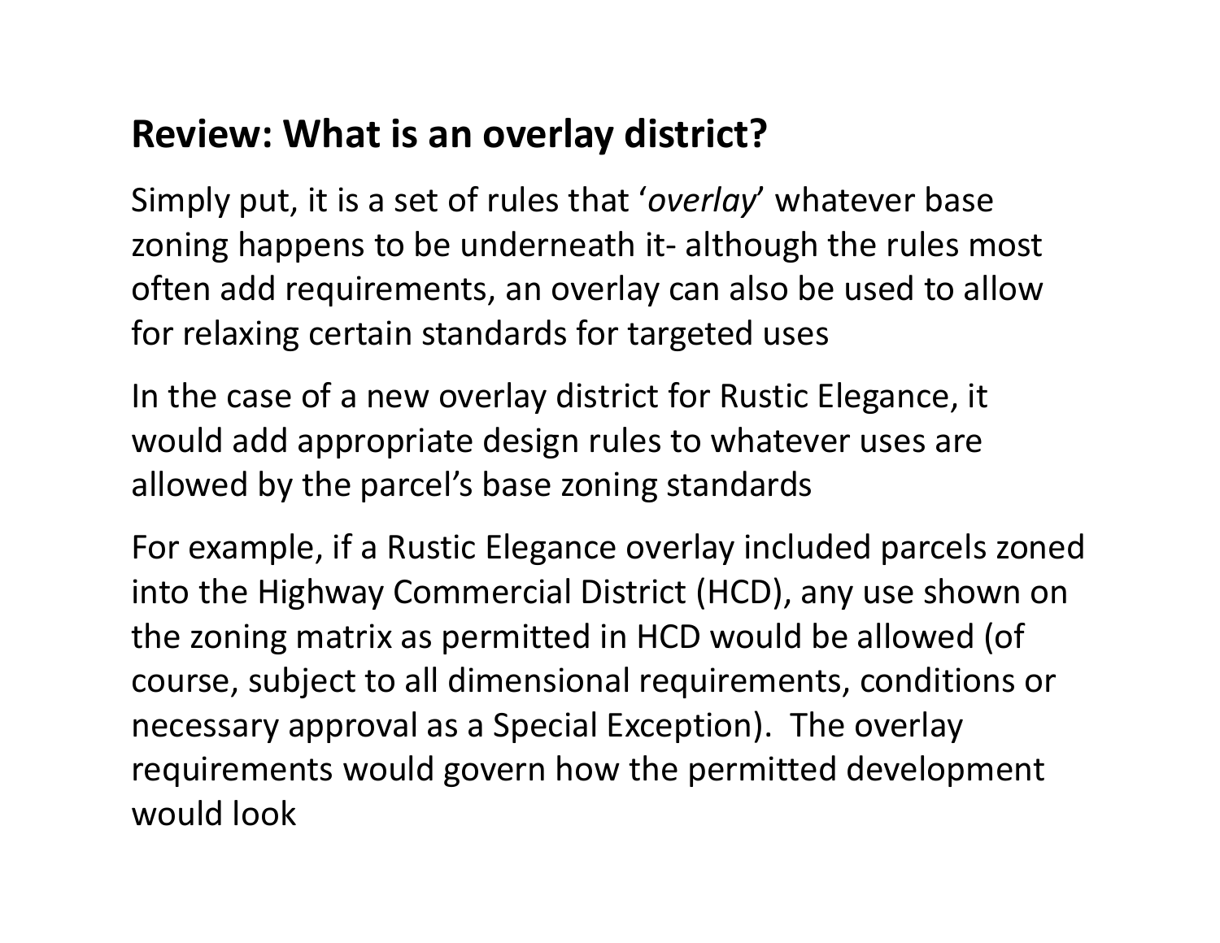## Review: What is an overlay district?

Simply put, it is a set of rules that '*overlay*' whatever base zoning happens to be underneath it- although the rules most often add requirements, an overlay can also be used to allow for relaxing certain standards for targeted uses

In the case of a new overlay district for Rustic Elegance, it would add appropriate design rules to whatever uses are allowed by the parcel's base zoning standards

For example, if a Rustic Elegance overlay included parcels zoned into the Highway Commercial District (HCD), any use shown on the zoning matrix as permitted in HCD would be allowed (of course, subject to all dimensional requirements, conditions or necessary approval as a Special Exception). The overlay requirements would govern how the permitted development would look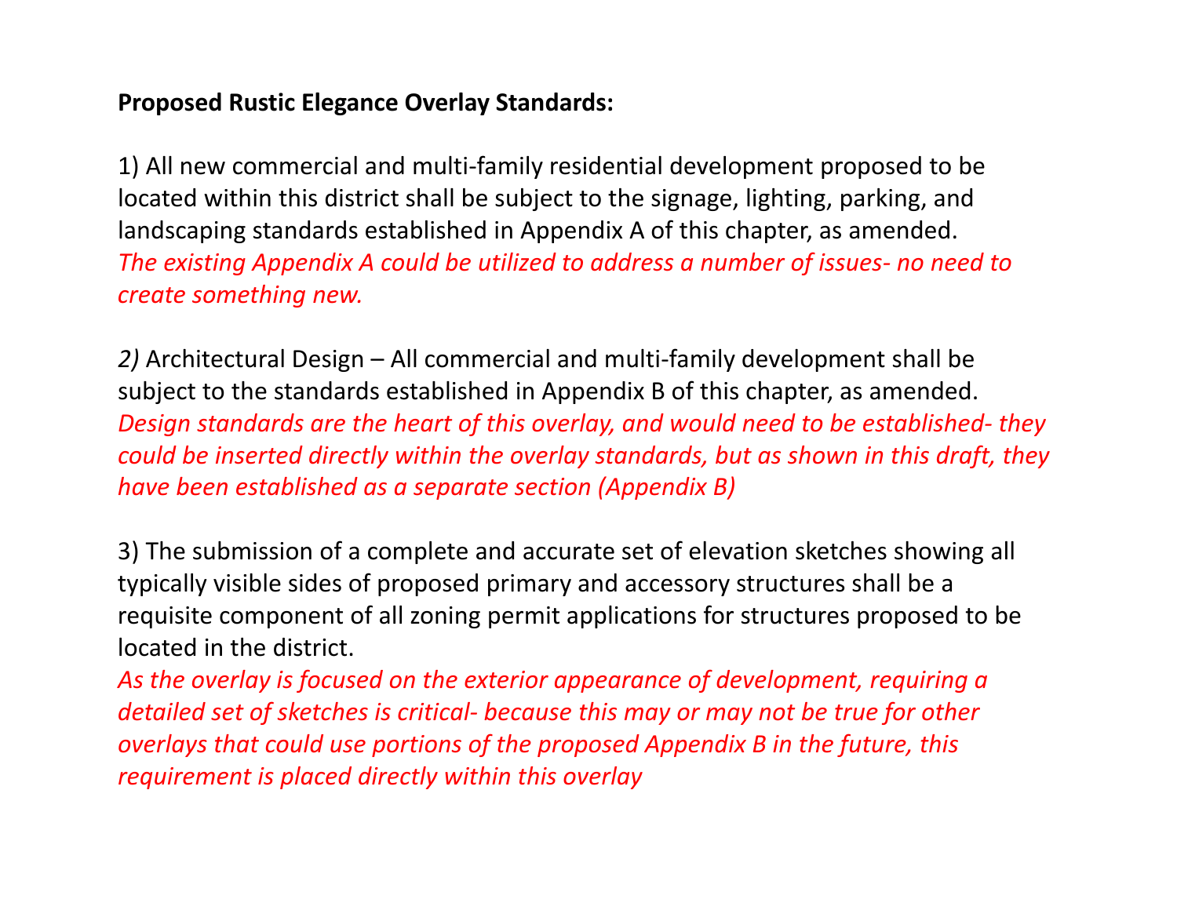**Proposed Rustic Elegance Overlay Standards:**

1) All new commercial and multi-family residential development proposed to be located within this district shall be subject to the signage, lighting, parking, and landscaping standards established in Appendix A of this chapter, as amended.
*The existing Appendix A could be utilized to address a number of issues- no need to create something new.*

*2)* Architectural Design – All commercial and multi-family development shall be subject to the standards established in Appendix B of this chapter, as amended.
*Design standards are the heart of this overlay, and would need to be established- they could be inserted directly within the overlay standards, but as shown in this draft, they have been established as a separate section (Appendix B)*

3) The submission of a complete and accurate set of elevation sketches showing all typically visible sides of proposed primary and accessory structures shall be a requisite component of all zoning permit applications for structures proposed to be located in the district.
*As the overlay is focused on the exterior appearance of development, requiring a detailed set of sketches is critical- because this may or may not be true for other overlays that could use portions of the proposed Appendix B in the future, this requirement is placed directly within this overlay*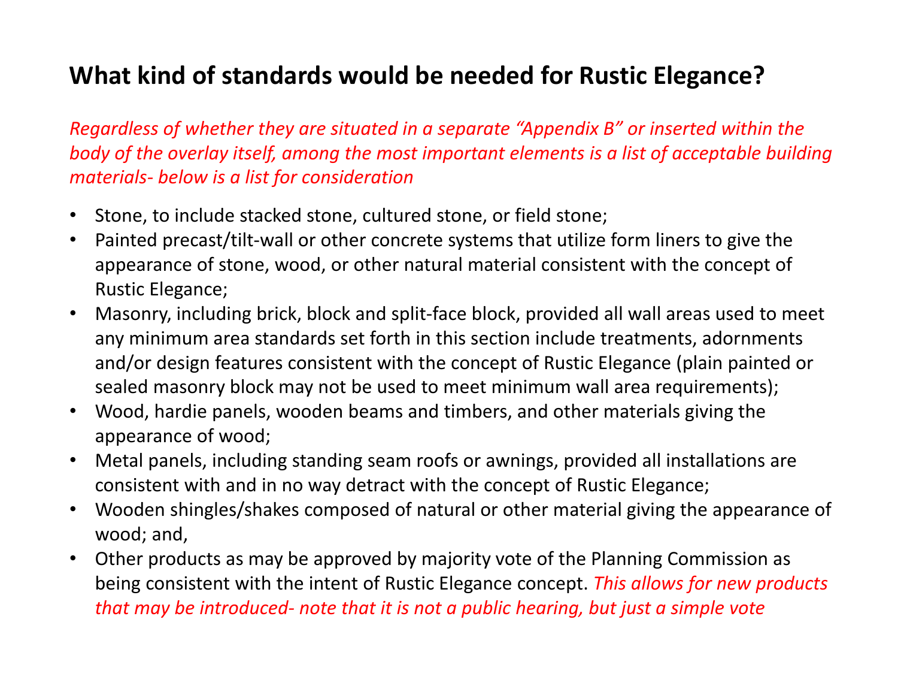# What kind of standards would be needed for Rustic Elegance?

*Regardless of whether they are situated in a separate "Appendix B" or inserted within the body of the overlay itself, among the most important elements is a list of acceptable building materials- below is a list for consideration*

- Stone, to include stacked stone, cultured stone, or field stone;
- Painted precast/tilt-wall or other concrete systems that utilize form liners to give the appearance of stone, wood, or other natural material consistent with the concept of Rustic Elegance;
- Masonry, including brick, block and split-face block, provided all wall areas used to meet any minimum area standards set forth in this section include treatments, adornments and/or design features consistent with the concept of Rustic Elegance (plain painted or sealed masonry block may not be used to meet minimum wall area requirements);
- Wood, hardie panels, wooden beams and timbers, and other materials giving the appearance of wood;
- Metal panels, including standing seam roofs or awnings, provided all installations are consistent with and in no way detract with the concept of Rustic Elegance;
- Wooden shingles/shakes composed of natural or other material giving the appearance of wood; and,
- Other products as may be approved by majority vote of the Planning Commission as being consistent with the intent of Rustic Elegance concept. *This allows for new products that may be introduced- note that it is not a public hearing, but just a simple vote*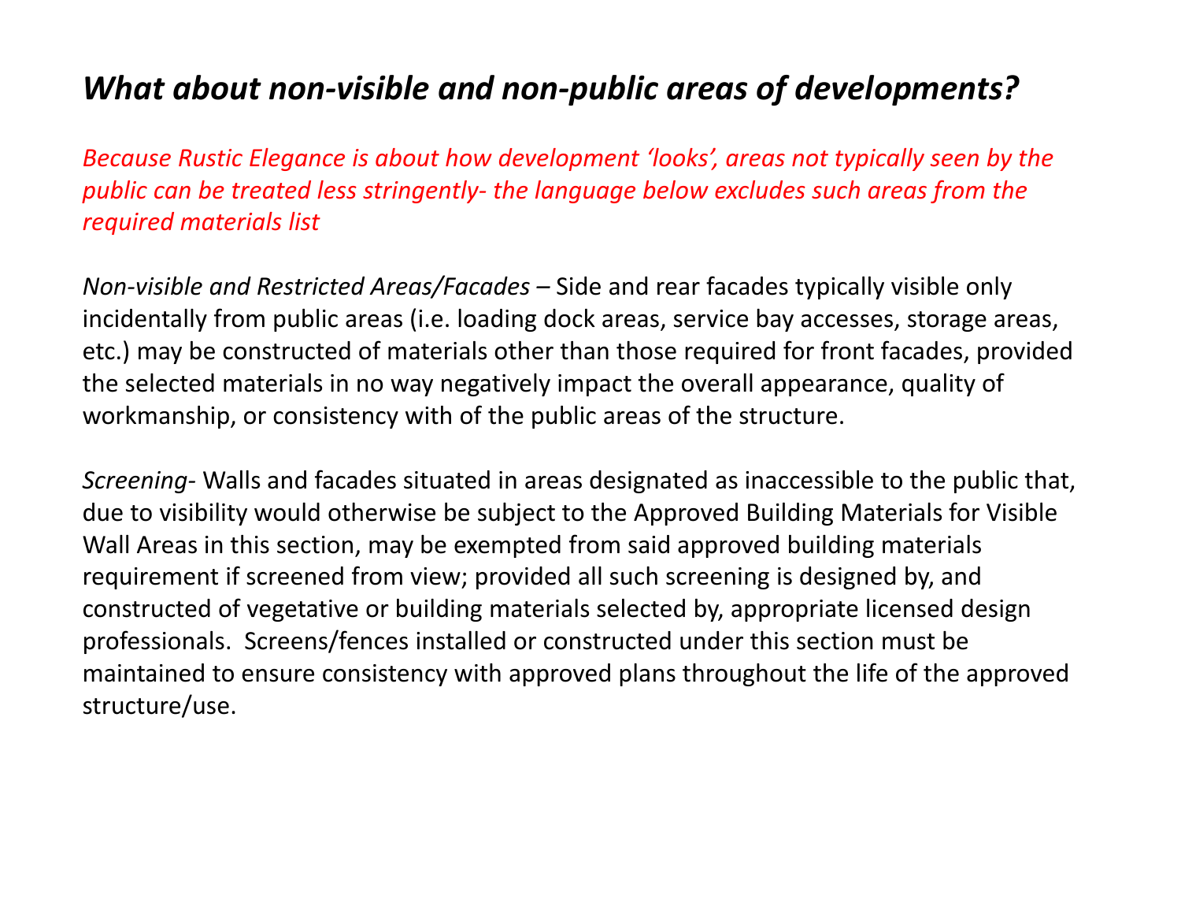## *What about non-visible and non-public areas of developments?*

*Because Rustic Elegance is about how development 'looks', areas not typically seen by the public can be treated less stringently- the language below excludes such areas from the required materials list*

*Non-visible and Restricted Areas/Facades* – Side and rear facades typically visible only incidentally from public areas (i.e. loading dock areas, service bay accesses, storage areas, etc.) may be constructed of materials other than those required for front facades, provided the selected materials in no way negatively impact the overall appearance, quality of workmanship, or consistency with of the public areas of the structure.

*Screening*- Walls and facades situated in areas designated as inaccessible to the public that, due to visibility would otherwise be subject to the Approved Building Materials for Visible Wall Areas in this section, may be exempted from said approved building materials requirement if screened from view; provided all such screening is designed by, and constructed of vegetative or building materials selected by, appropriate licensed design professionals. Screens/fences installed or constructed under this section must be maintained to ensure consistency with approved plans throughout the life of the approved structure/use.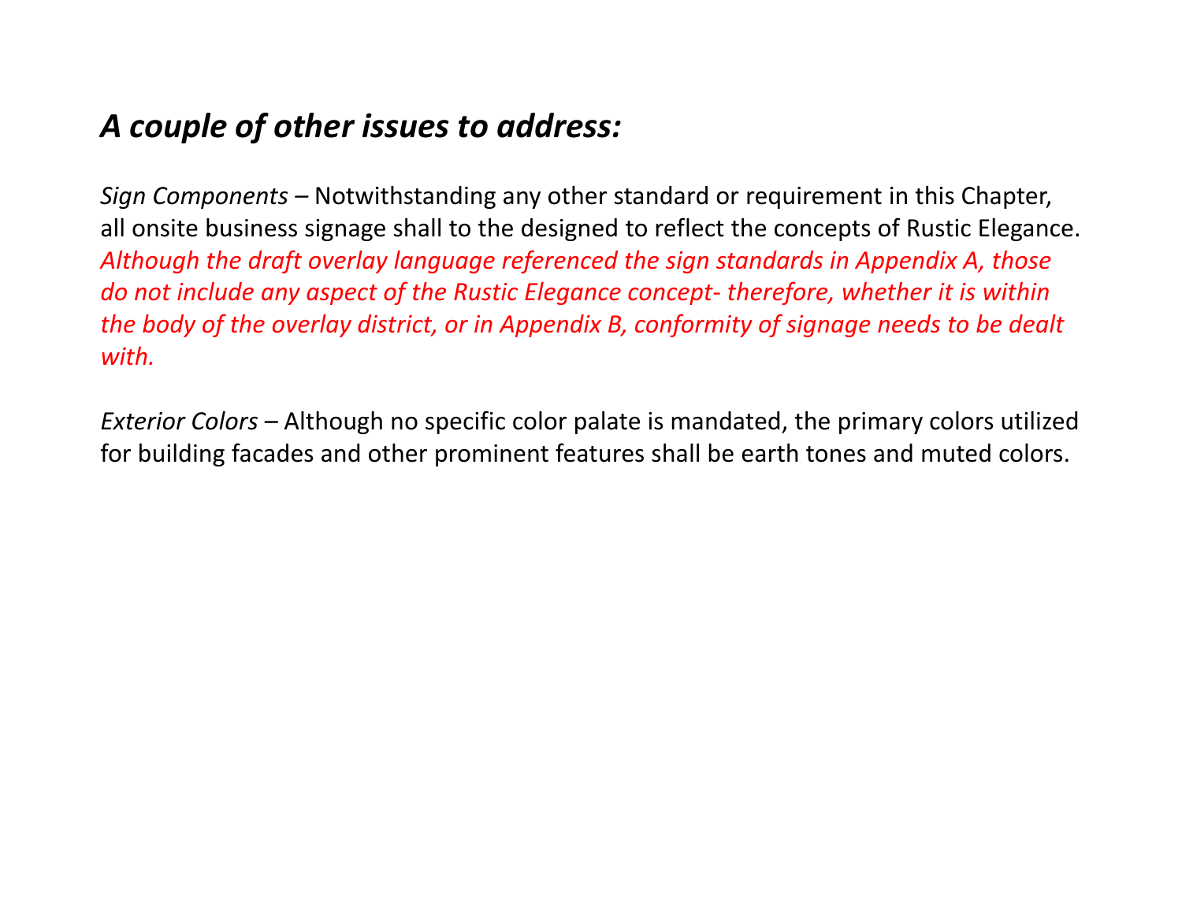## *A couple of other issues to address:*

*Sign Components* – Notwithstanding any other standard or requirement in this Chapter, all onsite business signage shall to the designed to reflect the concepts of Rustic Elegance. *Although the draft overlay language referenced the sign standards in Appendix A, those do not include any aspect of the Rustic Elegance concept- therefore, whether it is within the body of the overlay district, or in Appendix B, conformity of signage needs to be dealt with.*

*Exterior Colors* – Although no specific color palate is mandated, the primary colors utilized for building facades and other prominent features shall be earth tones and muted colors.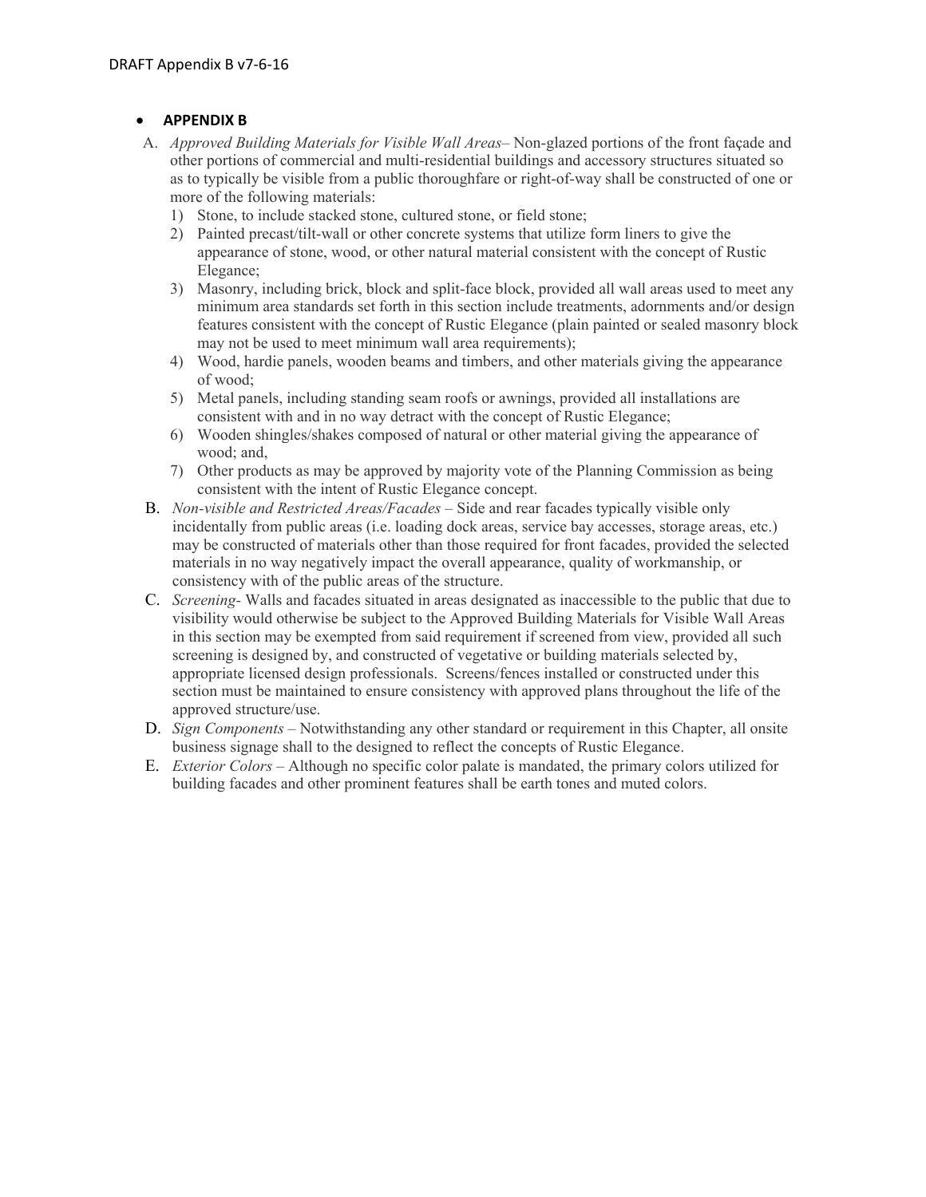- **APPENDIX B**

A. *Approved Building Materials for Visible Wall Areas*– Non-glazed portions of the front façade and other portions of commercial and multi-residential buildings and accessory structures situated so as to typically be visible from a public thoroughfare or right-of-way shall be constructed of one or more of the following materials:
   1) Stone, to include stacked stone, cultured stone, or field stone;
   2) Painted precast/tilt-wall or other concrete systems that utilize form liners to give the appearance of stone, wood, or other natural material consistent with the concept of Rustic Elegance;
   3) Masonry, including brick, block and split-face block, provided all wall areas used to meet any minimum area standards set forth in this section include treatments, adornments and/or design features consistent with the concept of Rustic Elegance (plain painted or sealed masonry block may not be used to meet minimum wall area requirements);
   4) Wood, hardie panels, wooden beams and timbers, and other materials giving the appearance of wood;
   5) Metal panels, including standing seam roofs or awnings, provided all installations are consistent with and in no way detract with the concept of Rustic Elegance;
   6) Wooden shingles/shakes composed of natural or other material giving the appearance of wood; and,
   7) Other products as may be approved by majority vote of the Planning Commission as being consistent with the intent of Rustic Elegance concept.

B. *Non-visible and Restricted Areas/Facades* – Side and rear facades typically visible only incidentally from public areas (i.e. loading dock areas, service bay accesses, storage areas, etc.) may be constructed of materials other than those required for front facades, provided the selected materials in no way negatively impact the overall appearance, quality of workmanship, or consistency with of the public areas of the structure.

C. *Screening*- Walls and facades situated in areas designated as inaccessible to the public that due to visibility would otherwise be subject to the Approved Building Materials for Visible Wall Areas in this section may be exempted from said requirement if screened from view, provided all such screening is designed by, and constructed of vegetative or building materials selected by, appropriate licensed design professionals. Screens/fences installed or constructed under this section must be maintained to ensure consistency with approved plans throughout the life of the approved structure/use.

D. *Sign Components* – Notwithstanding any other standard or requirement in this Chapter, all onsite business signage shall to the designed to reflect the concepts of Rustic Elegance.

E. *Exterior Colors* – Although no specific color palate is mandated, the primary colors utilized for building facades and other prominent features shall be earth tones and muted colors.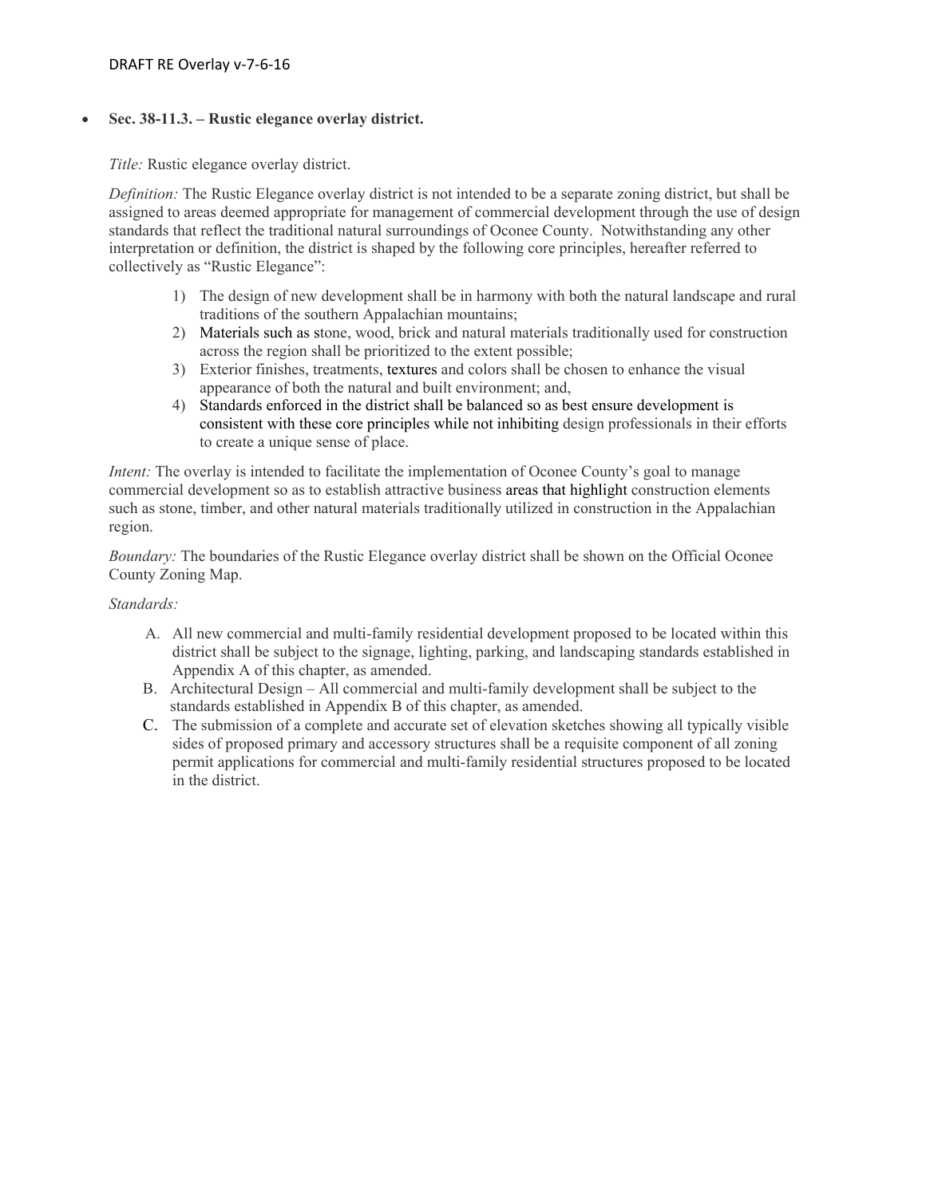- **Sec. 38-11.3. – Rustic elegance overlay district.**

*Title:* Rustic elegance overlay district.

*Definition:* The Rustic Elegance overlay district is not intended to be a separate zoning district, but shall be assigned to areas deemed appropriate for management of commercial development through the use of design standards that reflect the traditional natural surroundings of Oconee County. Notwithstanding any other interpretation or definition, the district is shaped by the following core principles, hereafter referred to collectively as "Rustic Elegance":

1) The design of new development shall be in harmony with both the natural landscape and rural traditions of the southern Appalachian mountains;
2) Materials such as stone, wood, brick and natural materials traditionally used for construction across the region shall be prioritized to the extent possible;
3) Exterior finishes, treatments, textures and colors shall be chosen to enhance the visual appearance of both the natural and built environment; and,
4) Standards enforced in the district shall be balanced so as best ensure development is consistent with these core principles while not inhibiting design professionals in their efforts to create a unique sense of place.

*Intent:* The overlay is intended to facilitate the implementation of Oconee County's goal to manage commercial development so as to establish attractive business areas that highlight construction elements such as stone, timber, and other natural materials traditionally utilized in construction in the Appalachian region.

*Boundary:* The boundaries of the Rustic Elegance overlay district shall be shown on the Official Oconee County Zoning Map.

*Standards:*

A. All new commercial and multi-family residential development proposed to be located within this district shall be subject to the signage, lighting, parking, and landscaping standards established in Appendix A of this chapter, as amended.
B. Architectural Design – All commercial and multi-family development shall be subject to the standards established in Appendix B of this chapter, as amended.
C. The submission of a complete and accurate set of elevation sketches showing all typically visible sides of proposed primary and accessory structures shall be a requisite component of all zoning permit applications for commercial and multi-family residential structures proposed to be located in the district.